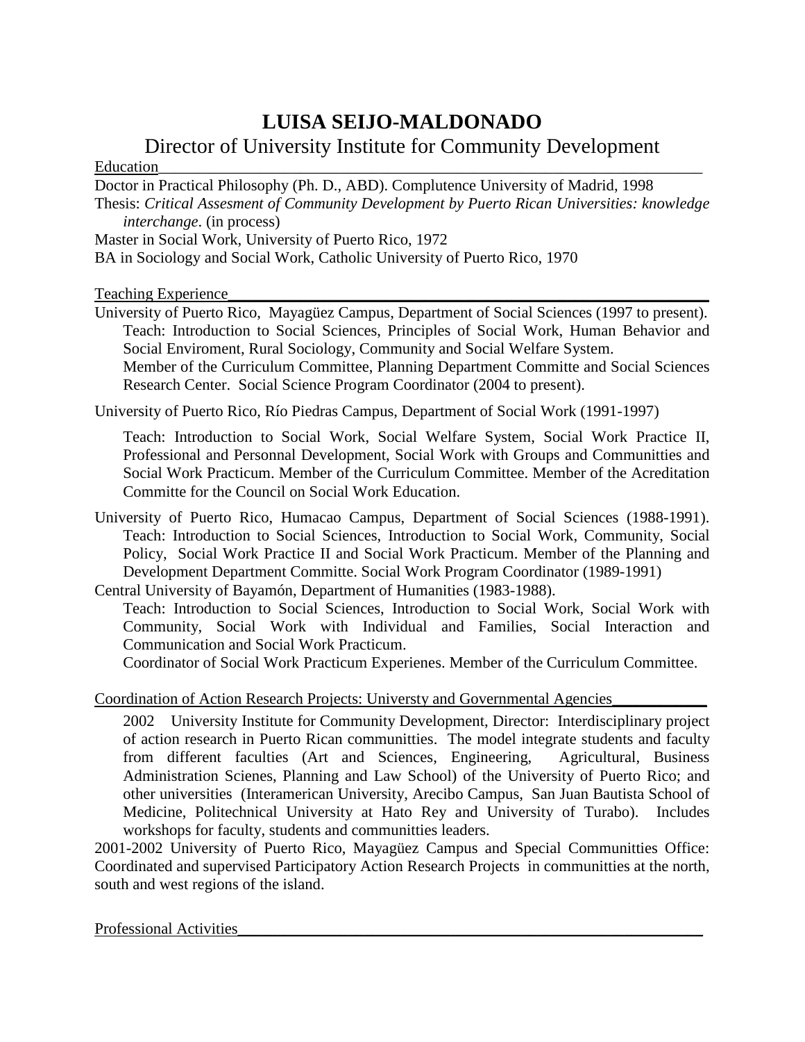# LUISA SEIJO-MALDONADO

## Director of University Institute for Community Development

### Education

Doctor in Practical Philosophy (Ph. D., ABD). Complutence University of Madrid, 1998

Thesis: *Critical Assesment of Community Development by Puerto Rican Universities: knowledge interchange*. (in process)

Master in Social Work, University of Puerto Rico, 1972

BA in Sociology and Social Work, Catholic University of Puerto Rico, 1970

### Teaching Experience

University of Puerto Rico, Mayagüez Campus, Department of Social Sciences (1997 to present).
Teach: Introduction to Social Sciences, Principles of Social Work, Human Behavior and Social Enviroment, Rural Sociology, Community and Social Welfare System.
Member of the Curriculum Committee, Planning Department Committe and Social Sciences Research Center. Social Science Program Coordinator (2004 to present).

University of Puerto Rico, Río Piedras Campus, Department of Social Work (1991-1997)

Teach: Introduction to Social Work, Social Welfare System, Social Work Practice II, Professional and Personnal Development, Social Work with Groups and Communitties and Social Work Practicum. Member of the Curriculum Committee. Member of the Acreditation Committe for the Council on Social Work Education.

University of Puerto Rico, Humacao Campus, Department of Social Sciences (1988-1991).
Teach: Introduction to Social Sciences, Introduction to Social Work, Community, Social Policy, Social Work Practice II and Social Work Practicum. Member of the Planning and Development Department Committe. Social Work Program Coordinator (1989-1991)

Central University of Bayamón, Department of Humanities (1983-1988).
Teach: Introduction to Social Sciences, Introduction to Social Work, Social Work with Community, Social Work with Individual and Families, Social Interaction and Communication and Social Work Practicum.
Coordinator of Social Work Practicum Experienes. Member of the Curriculum Committee.

### Coordination of Action Research Projects: Universty and Governmental Agencies

2002 University Institute for Community Development, Director: Interdisciplinary project of action research in Puerto Rican communitties. The model integrate students and faculty from different faculties (Art and Sciences, Engineering, Agricultural, Business Administration Scienes, Planning and Law School) of the University of Puerto Rico; and other universities (Interamerican University, Arecibo Campus, San Juan Bautista School of Medicine, Politechnical University at Hato Rey and University of Turabo). Includes workshops for faculty, students and communitties leaders.

2001-2002 University of Puerto Rico, Mayagüez Campus and Special Communitties Office: Coordinated and supervised Participatory Action Research Projects in communitties at the north, south and west regions of the island.

### Professional Activities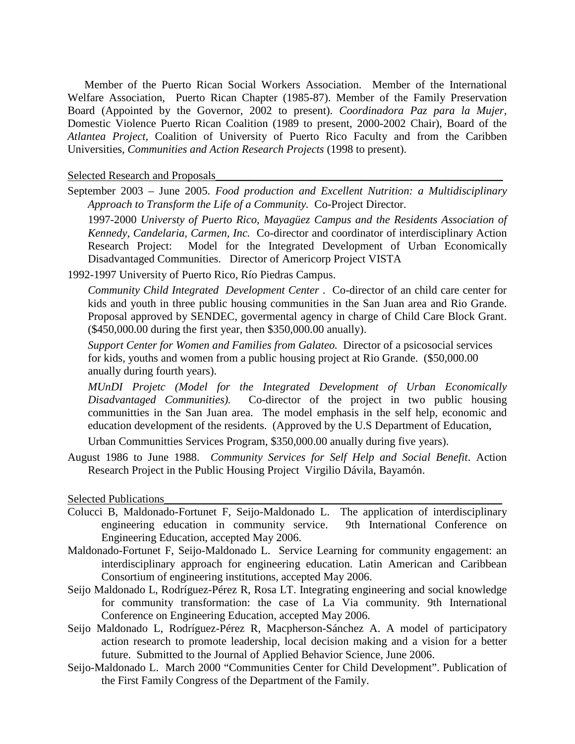Member of the Puerto Rican Social Workers Association. Member of the International Welfare Association, Puerto Rican Chapter (1985-87). Member of the Family Preservation Board (Appointed by the Governor, 2002 to present). *Coordinadora Paz para la Mujer,* Domestic Violence Puerto Rican Coalition (1989 to present, 2000-2002 Chair), Board of the *Atlantea Project,* Coalition of University of Puerto Rico Faculty and from the Caribben Universities, *Communities and Action Research Projects* (1998 to present).

Selected Research and Proposals

September 2003 – June 2005. *Food production and Excellent Nutrition: a Multidisciplinary Approach to Transform the Life of a Community.* Co-Project Director.

1997-2000 *Universty of Puerto Rico, Mayagüez Campus and the Residents Association of Kennedy, Candelaria, Carmen, Inc.* Co-director and coordinator of interdisciplinary Action Research Project: Model for the Integrated Development of Urban Economically Disadvantaged Communities. Director of Americorp Project VISTA

1992-1997 University of Puerto Rico, Río Piedras Campus.

*Community Child Integrated Development Center* . Co-director of an child care center for kids and youth in three public housing communities in the San Juan area and Rio Grande. Proposal approved by SENDEC, govermental agency in charge of Child Care Block Grant. ($450,000.00 during the first year, then $350,000.00 anually).

*Support Center for Women and Families from Galateo.* Director of a psicosocial services for kids, youths and women from a public housing project at Rio Grande. ($50,000.00 anually during fourth years).

*MUnDI Projetc (Model for the Integrated Development of Urban Economically Disadvantaged Communities).* Co-director of the project in two public housing communitties in the San Juan area. The model emphasis in the self help, economic and education development of the residents. (Approved by the U.S Department of Education, Urban Communitties Services Program, $350,000.00 anually during five years).

August 1986 to June 1988. *Community Services for Self Help and Social Benefit*. Action Research Project in the Public Housing Project Virgilio Dávila, Bayamón.

Selected Publications

Colucci B, Maldonado-Fortunet F, Seijo-Maldonado L. The application of interdisciplinary engineering education in community service. 9th International Conference on Engineering Education, accepted May 2006.

Maldonado-Fortunet F, Seijo-Maldonado L. Service Learning for community engagement: an interdisciplinary approach for engineering education. Latin American and Caribbean Consortium of engineering institutions, accepted May 2006.

Seijo Maldonado L, Rodríguez-Pérez R, Rosa LT. Integrating engineering and social knowledge for community transformation: the case of La Via community. 9th International Conference on Engineering Education, accepted May 2006.

Seijo Maldonado L, Rodríguez-Pérez R, Macpherson-Sánchez A. A model of participatory action research to promote leadership, local decision making and a vision for a better future. Submitted to the Journal of Applied Behavior Science, June 2006.

Seijo-Maldonado L. March 2000 "Communities Center for Child Development". Publication of the First Family Congress of the Department of the Family.